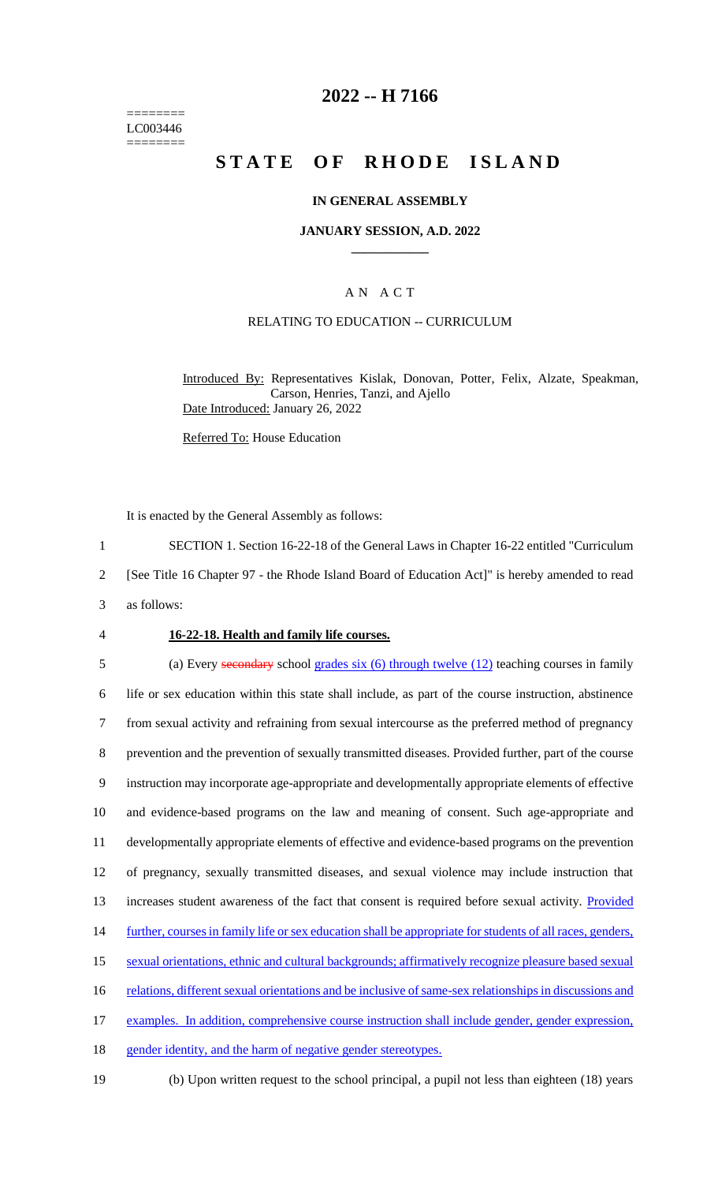========
LC003446
========

# 2022 -- H 7166

# STATE OF RHODE ISLAND

## IN GENERAL ASSEMBLY

### JANUARY SESSION, A.D. 2022

____________

## A N A C T

### RELATING TO EDUCATION -- CURRICULUM

Introduced By: Representatives Kislak, Donovan, Potter, Felix, Alzate, Speakman, Carson, Henries, Tanzi, and Ajello

Date Introduced: January 26, 2022

Referred To: House Education

It is enacted by the General Assembly as follows:

1 SECTION 1. Section 16-22-18 of the General Laws in Chapter 16-22 entitled "Curriculum
2 [See Title 16 Chapter 97 - the Rhode Island Board of Education Act]" is hereby amended to read
3 as follows:

4 **16-22-18. Health and family life courses.**

5 (a) Every ~~secondary~~ school grades six (6) through twelve (12) teaching courses in family
6 life or sex education within this state shall include, as part of the course instruction, abstinence
7 from sexual activity and refraining from sexual intercourse as the preferred method of pregnancy
8 prevention and the prevention of sexually transmitted diseases. Provided further, part of the course
9 instruction may incorporate age-appropriate and developmentally appropriate elements of effective
10 and evidence-based programs on the law and meaning of consent. Such age-appropriate and
11 developmentally appropriate elements of effective and evidence-based programs on the prevention
12 of pregnancy, sexually transmitted diseases, and sexual violence may include instruction that
13 increases student awareness of the fact that consent is required before sexual activity. Provided
14 further, courses in family life or sex education shall be appropriate for students of all races, genders,
15 sexual orientations, ethnic and cultural backgrounds; affirmatively recognize pleasure based sexual
16 relations, different sexual orientations and be inclusive of same-sex relationships in discussions and
17 examples. In addition, comprehensive course instruction shall include gender, gender expression,
18 gender identity, and the harm of negative gender stereotypes.

19 (b) Upon written request to the school principal, a pupil not less than eighteen (18) years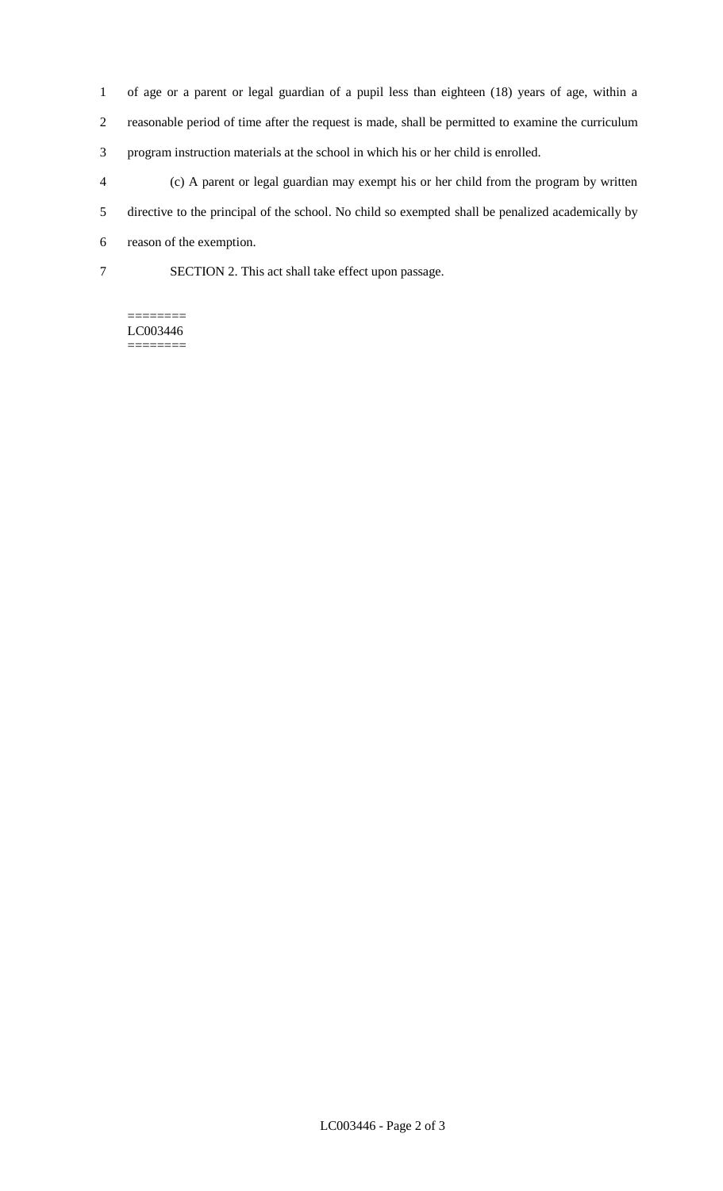of age or a parent or legal guardian of a pupil less than eighteen (18) years of age, within a reasonable period of time after the request is made, shall be permitted to examine the curriculum program instruction materials at the school in which his or her child is enrolled.

(c) A parent or legal guardian may exempt his or her child from the program by written directive to the principal of the school. No child so exempted shall be penalized academically by reason of the exemption.

SECTION 2. This act shall take effect upon passage.

========
LC003446
========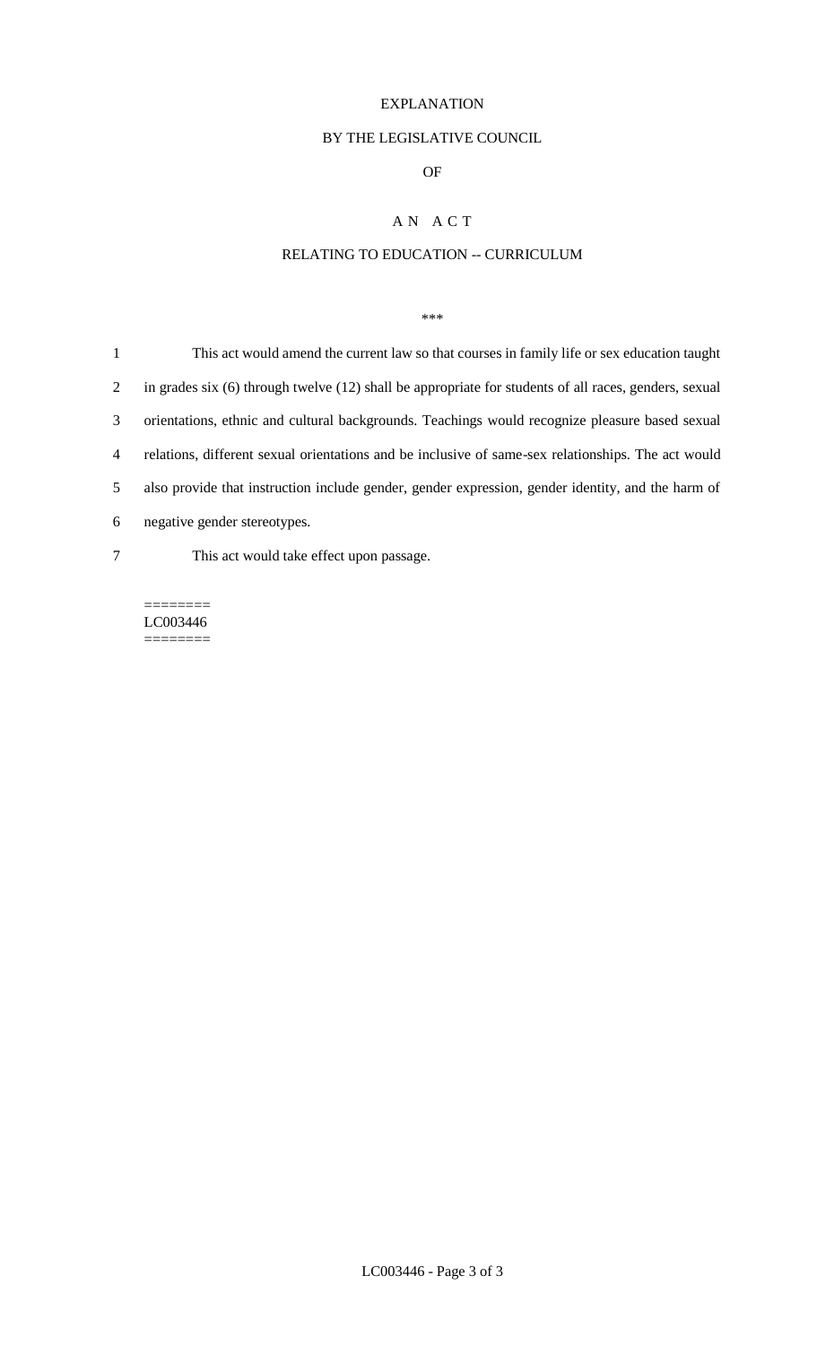EXPLANATION

BY THE LEGISLATIVE COUNCIL

OF

A N A C T

RELATING TO EDUCATION -- CURRICULUM

\*\*\*

This act would amend the current law so that courses in family life or sex education taught in grades six (6) through twelve (12) shall be appropriate for students of all races, genders, sexual orientations, ethnic and cultural backgrounds. Teachings would recognize pleasure based sexual relations, different sexual orientations and be inclusive of same-sex relationships. The act would also provide that instruction include gender, gender expression, gender identity, and the harm of negative gender stereotypes.

This act would take effect upon passage.

========
LC003446
========